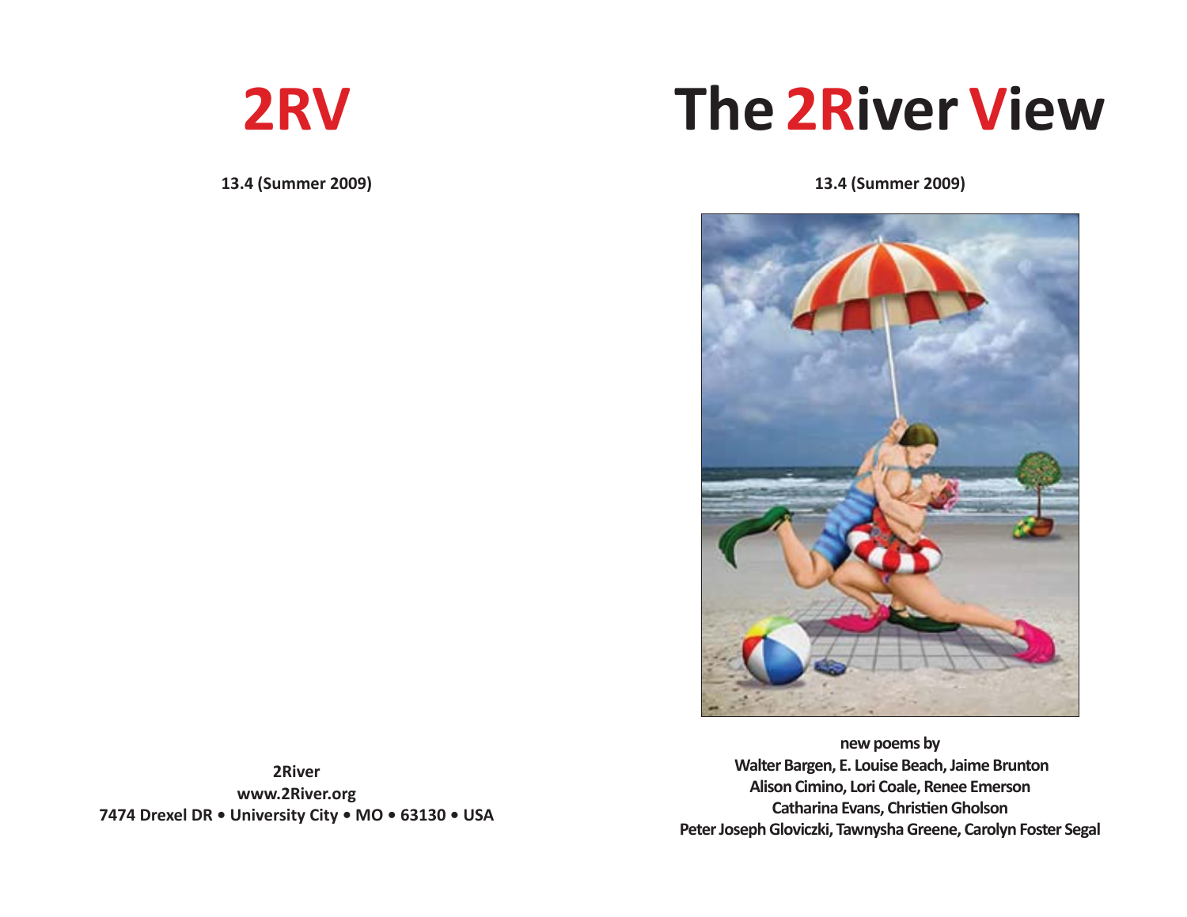# 2RV

**13.4 (Summer 2009)**

**2River**
**www.2River.org**
**7474 Drexel DR • University City • MO • 63130 • USA**

# The 2River View

**13.4 (Summer 2009)**

**new poems by**
**Walter Bargen, E. Louise Beach, Jaime Brunton**
**Alison Cimino, Lori Coale, Renee Emerson**
**Catharina Evans, Christien Gholson**
**Peter Joseph Gloviczki, Tawnysha Greene, Carolyn Foster Segal**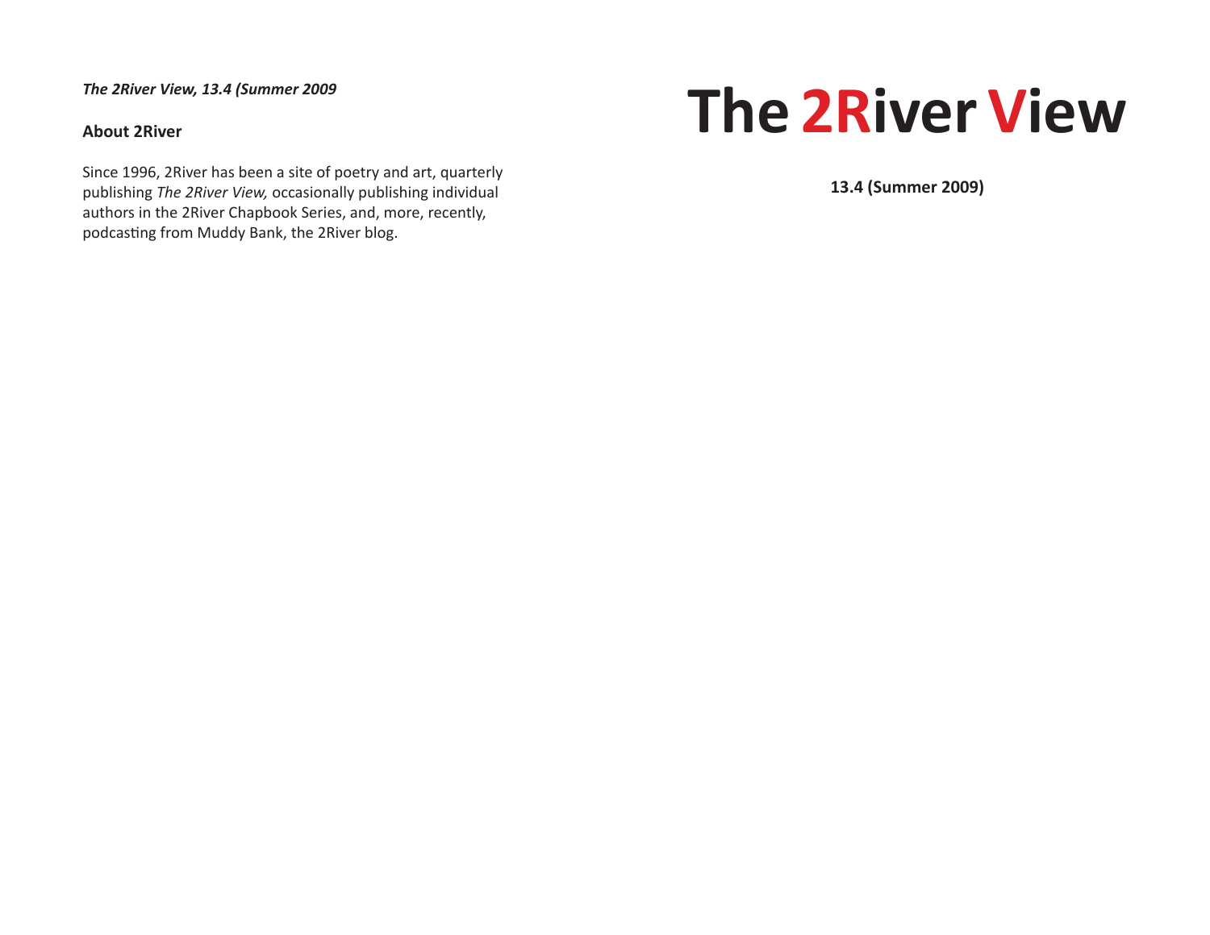*The 2River View, 13.4 (Summer 2009*

**About 2River**

Since 1996, 2River has been a site of poetry and art, quarterly publishing *The 2River View,* occasionally publishing individual authors in the 2River Chapbook Series, and, more, recently, podcasting from Muddy Bank, the 2River blog.

# The 2River View

**13.4 (Summer 2009)**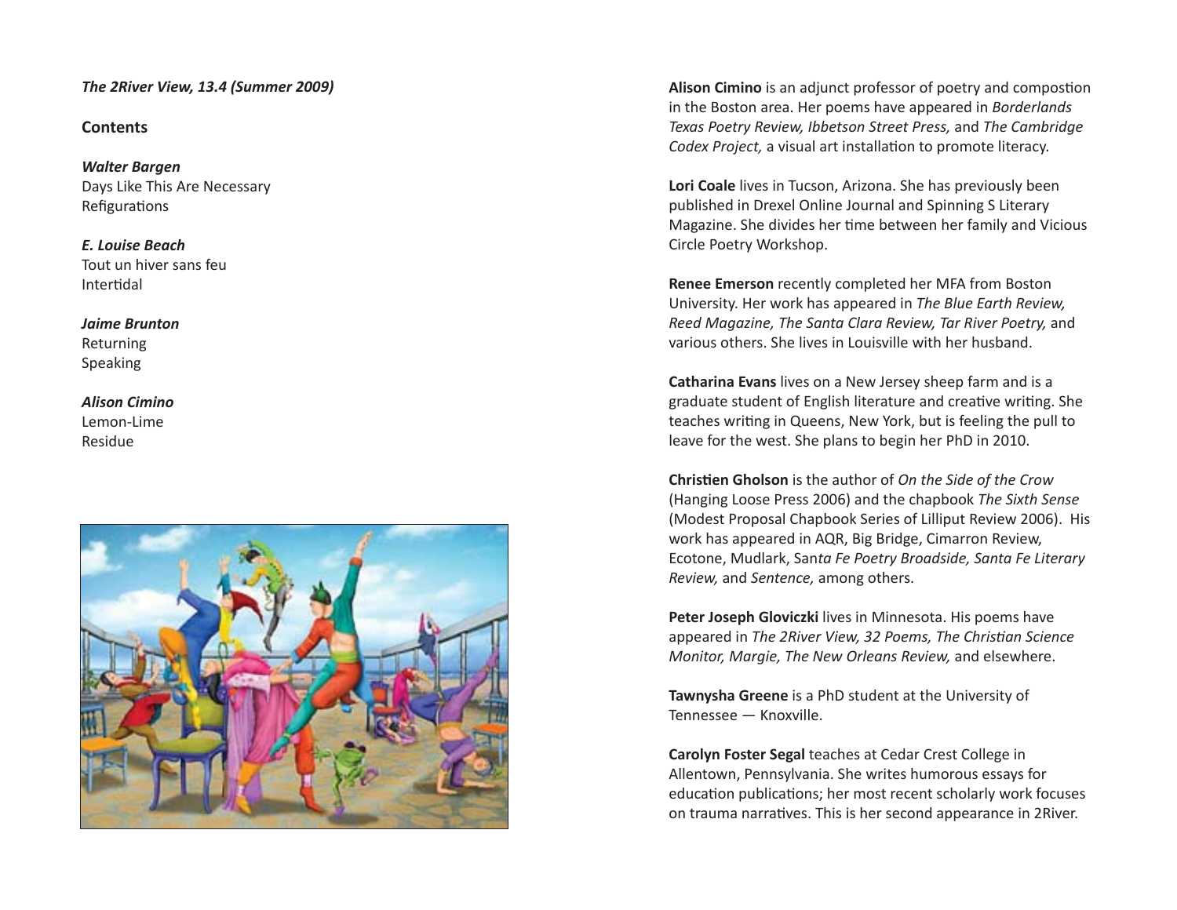*The 2River View, 13.4 (Summer 2009)*

## Contents

***Walter Bargen***
Days Like This Are Necessary
Refigurations

***E. Louise Beach***
Tout un hiver sans feu
Intertidal

***Jaime Brunton***
Returning
Speaking

***Alison Cimino***
Lemon-Lime
Residue

**Alison Cimino** is an adjunct professor of poetry and compostion in the Boston area. Her poems have appeared in *Borderlands Texas Poetry Review, Ibbetson Street Press,* and *The Cambridge Codex Project,* a visual art installation to promote literacy.

**Lori Coale** lives in Tucson, Arizona. She has previously been published in Drexel Online Journal and Spinning S Literary Magazine. She divides her time between her family and Vicious Circle Poetry Workshop.

**Renee Emerson** recently completed her MFA from Boston University. Her work has appeared in *The Blue Earth Review, Reed Magazine, The Santa Clara Review, Tar River Poetry,* and various others. She lives in Louisville with her husband.

**Catharina Evans** lives on a New Jersey sheep farm and is a graduate student of English literature and creative writing. She teaches writing in Queens, New York, but is feeling the pull to leave for the west. She plans to begin her PhD in 2010.

**Christien Gholson** is the author of *On the Side of the Crow* (Hanging Loose Press 2006) and the chapbook *The Sixth Sense* (Modest Proposal Chapbook Series of Lilliput Review 2006). His work has appeared in AQR, Big Bridge, Cimarron Review, Ecotone, Mudlark, San*ta Fe Poetry Broadside, Santa Fe Literary Review,* and *Sentence,* among others.

**Peter Joseph Gloviczki** lives in Minnesota. His poems have appeared in *The 2River View, 32 Poems, The Christian Science Monitor, Margie, The New Orleans Review,* and elsewhere.

**Tawnysha Greene** is a PhD student at the University of Tennessee — Knoxville.

**Carolyn Foster Segal** teaches at Cedar Crest College in Allentown, Pennsylvania. She writes humorous essays for education publications; her most recent scholarly work focuses on trauma narratives. This is her second appearance in 2River.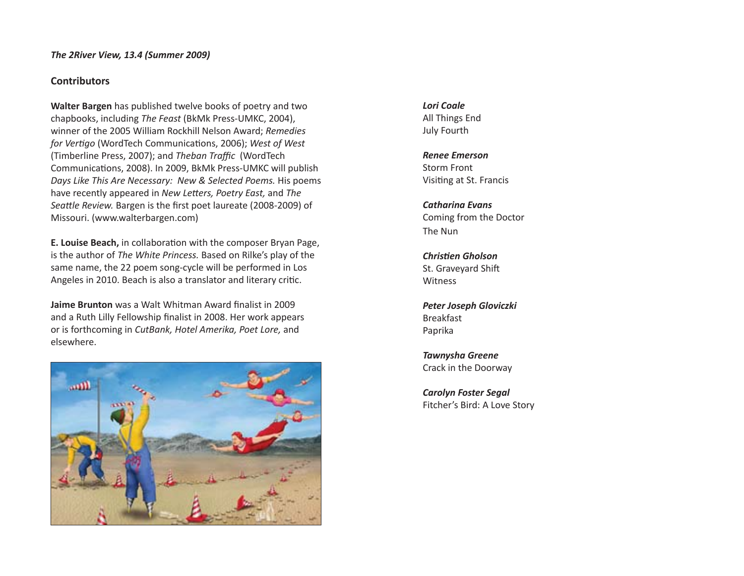*The 2River View, 13.4 (Summer 2009)*

## Contributors

**Walter Bargen** has published twelve books of poetry and two chapbooks, including *The Feast* (BkMk Press-UMKC, 2004), winner of the 2005 William Rockhill Nelson Award; *Remedies for Vertigo* (WordTech Communications, 2006); *West of West* (Timberline Press, 2007); and *Theban Traffic* (WordTech Communications, 2008). In 2009, BkMk Press-UMKC will publish *Days Like This Are Necessary: New & Selected Poems.* His poems have recently appeared in *New Letters, Poetry East,* and *The Seattle Review.* Bargen is the first poet laureate (2008-2009) of Missouri. (www.walterbargen.com)

**E. Louise Beach,** in collaboration with the composer Bryan Page, is the author of *The White Princess.* Based on Rilke's play of the same name, the 22 poem song-cycle will be performed in Los Angeles in 2010. Beach is also a translator and literary critic.

**Jaime Brunton** was a Walt Whitman Award finalist in 2009 and a Ruth Lilly Fellowship finalist in 2008. Her work appears or is forthcoming in *CutBank, Hotel Amerika, Poet Lore,* and elsewhere.

***Lori Coale***
All Things End
July Fourth

***Renee Emerson***
Storm Front
Visiting at St. Francis

***Catharina Evans***
Coming from the Doctor
The Nun

***Christien Gholson***
St. Graveyard Shift
Witness

***Peter Joseph Gloviczki***
Breakfast
Paprika

***Tawnysha Greene***
Crack in the Doorway

***Carolyn Foster Segal***
Fitcher's Bird: A Love Story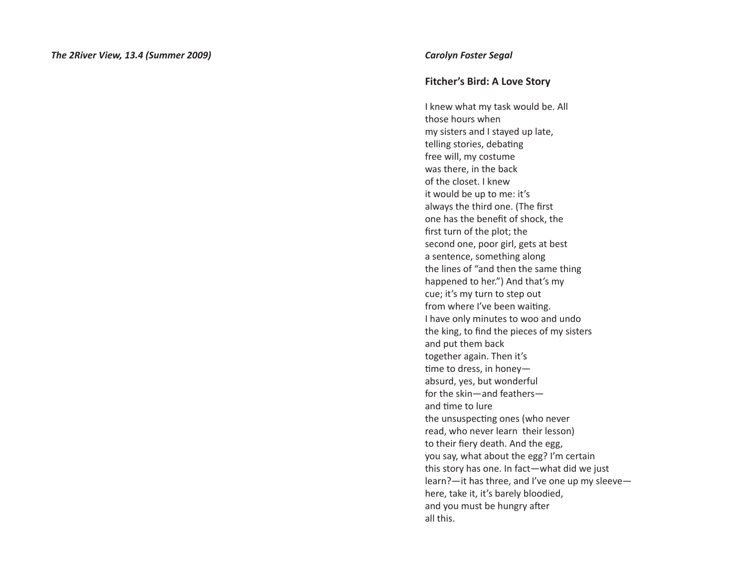*Carolyn Foster Segal*

## Fitcher's Bird: A Love Story

I knew what my task would be. All  
those hours when  
my sisters and I stayed up late,  
telling stories, debating  
free will, my costume  
was there, in the back  
of the closet. I knew  
it would be up to me: it's  
always the third one. (The first  
one has the benefit of shock, the  
first turn of the plot; the  
second one, poor girl, gets at best  
a sentence, something along  
the lines of "and then the same thing  
happened to her.") And that's my  
cue; it's my turn to step out  
from where I've been waiting.  
I have only minutes to woo and undo  
the king, to find the pieces of my sisters  
and put them back  
together again. Then it's  
time to dress, in honey—  
absurd, yes, but wonderful  
for the skin—and feathers—  
and time to lure  
the unsuspecting ones (who never  
read, who never learn their lesson)  
to their fiery death. And the egg,  
you say, what about the egg? I'm certain  
this story has one. In fact—what did we just  
learn?—it has three, and I've one up my sleeve—  
here, take it, it's barely bloodied,  
and you must be hungry after  
all this.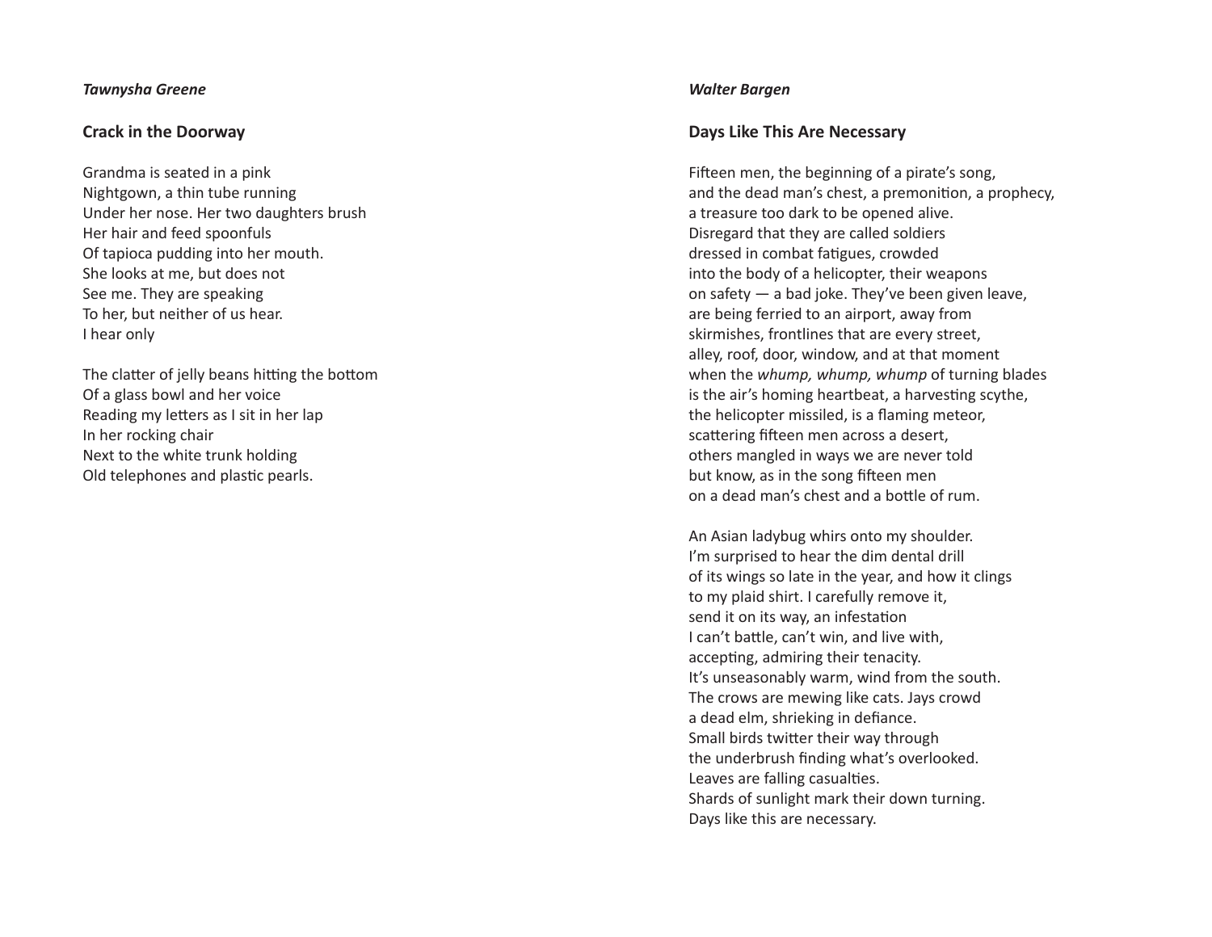*Tawnysha Greene*

## Crack in the Doorway

Grandma is seated in a pink  
Nightgown, a thin tube running  
Under her nose. Her two daughters brush  
Her hair and feed spoonfuls  
Of tapioca pudding into her mouth.  
She looks at me, but does not  
See me. They are speaking  
To her, but neither of us hear.  
I hear only

The clatter of jelly beans hitting the bottom  
Of a glass bowl and her voice  
Reading my letters as I sit in her lap  
In her rocking chair  
Next to the white trunk holding  
Old telephones and plastic pearls.

*Walter Bargen*

## Days Like This Are Necessary

Fifteen men, the beginning of a pirate's song,  
and the dead man's chest, a premonition, a prophecy,  
a treasure too dark to be opened alive.  
Disregard that they are called soldiers  
dressed in combat fatigues, crowded  
into the body of a helicopter, their weapons  
on safety — a bad joke. They've been given leave,  
are being ferried to an airport, away from  
skirmishes, frontlines that are every street,  
alley, roof, door, window, and at that moment  
when the *whump, whump, whump* of turning blades  
is the air's homing heartbeat, a harvesting scythe,  
the helicopter missiled, is a flaming meteor,  
scattering fifteen men across a desert,  
others mangled in ways we are never told  
but know, as in the song fifteen men  
on a dead man's chest and a bottle of rum.

An Asian ladybug whirs onto my shoulder.  
I'm surprised to hear the dim dental drill  
of its wings so late in the year, and how it clings  
to my plaid shirt. I carefully remove it,  
send it on its way, an infestation  
I can't battle, can't win, and live with,  
accepting, admiring their tenacity.  
It's unseasonably warm, wind from the south.  
The crows are mewing like cats. Jays crowd  
a dead elm, shrieking in defiance.  
Small birds twitter their way through  
the underbrush finding what's overlooked.  
Leaves are falling casualties.  
Shards of sunlight mark their down turning.  
Days like this are necessary.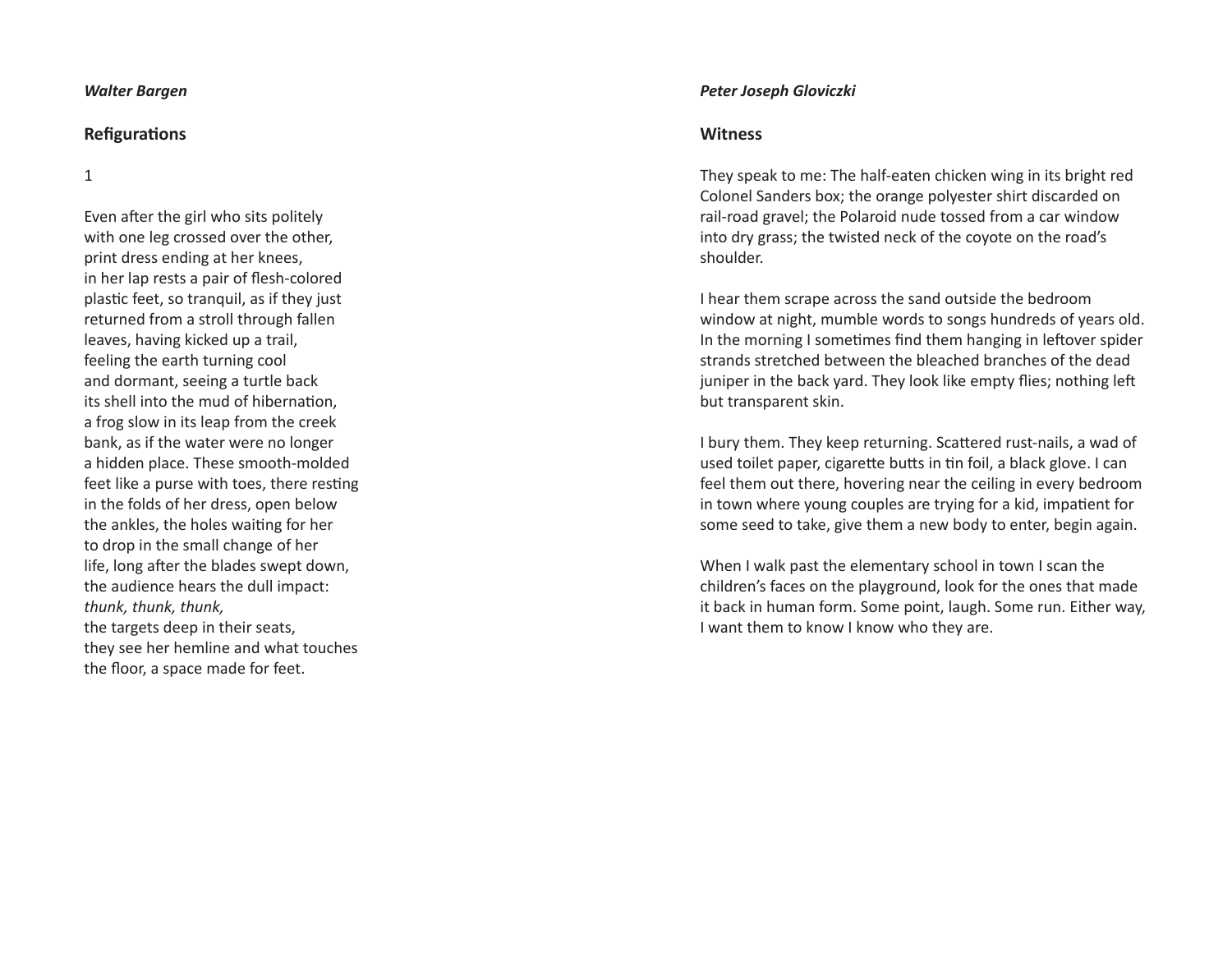*Walter Bargen*

## Refigurations

1

Even after the girl who sits politely  
with one leg crossed over the other,  
print dress ending at her knees,  
in her lap rests a pair of flesh-colored  
plastic feet, so tranquil, as if they just  
returned from a stroll through fallen  
leaves, having kicked up a trail,  
feeling the earth turning cool  
and dormant, seeing a turtle back  
its shell into the mud of hibernation,  
a frog slow in its leap from the creek  
bank, as if the water were no longer  
a hidden place. These smooth-molded  
feet like a purse with toes, there resting  
in the folds of her dress, open below  
the ankles, the holes waiting for her  
to drop in the small change of her  
life, long after the blades swept down,  
the audience hears the dull impact:  
*thunk, thunk, thunk,*  
the targets deep in their seats,  
they see her hemline and what touches  
the floor, a space made for feet.

*Peter Joseph Gloviczki*

## Witness

They speak to me: The half-eaten chicken wing in its bright red Colonel Sanders box; the orange polyester shirt discarded on rail-road gravel; the Polaroid nude tossed from a car window into dry grass; the twisted neck of the coyote on the road's shoulder.

I hear them scrape across the sand outside the bedroom window at night, mumble words to songs hundreds of years old. In the morning I sometimes find them hanging in leftover spider strands stretched between the bleached branches of the dead juniper in the back yard. They look like empty flies; nothing left but transparent skin.

I bury them. They keep returning. Scattered rust-nails, a wad of used toilet paper, cigarette butts in tin foil, a black glove. I can feel them out there, hovering near the ceiling in every bedroom in town where young couples are trying for a kid, impatient for some seed to take, give them a new body to enter, begin again.

When I walk past the elementary school in town I scan the children's faces on the playground, look for the ones that made it back in human form. Some point, laugh. Some run. Either way, I want them to know I know who they are.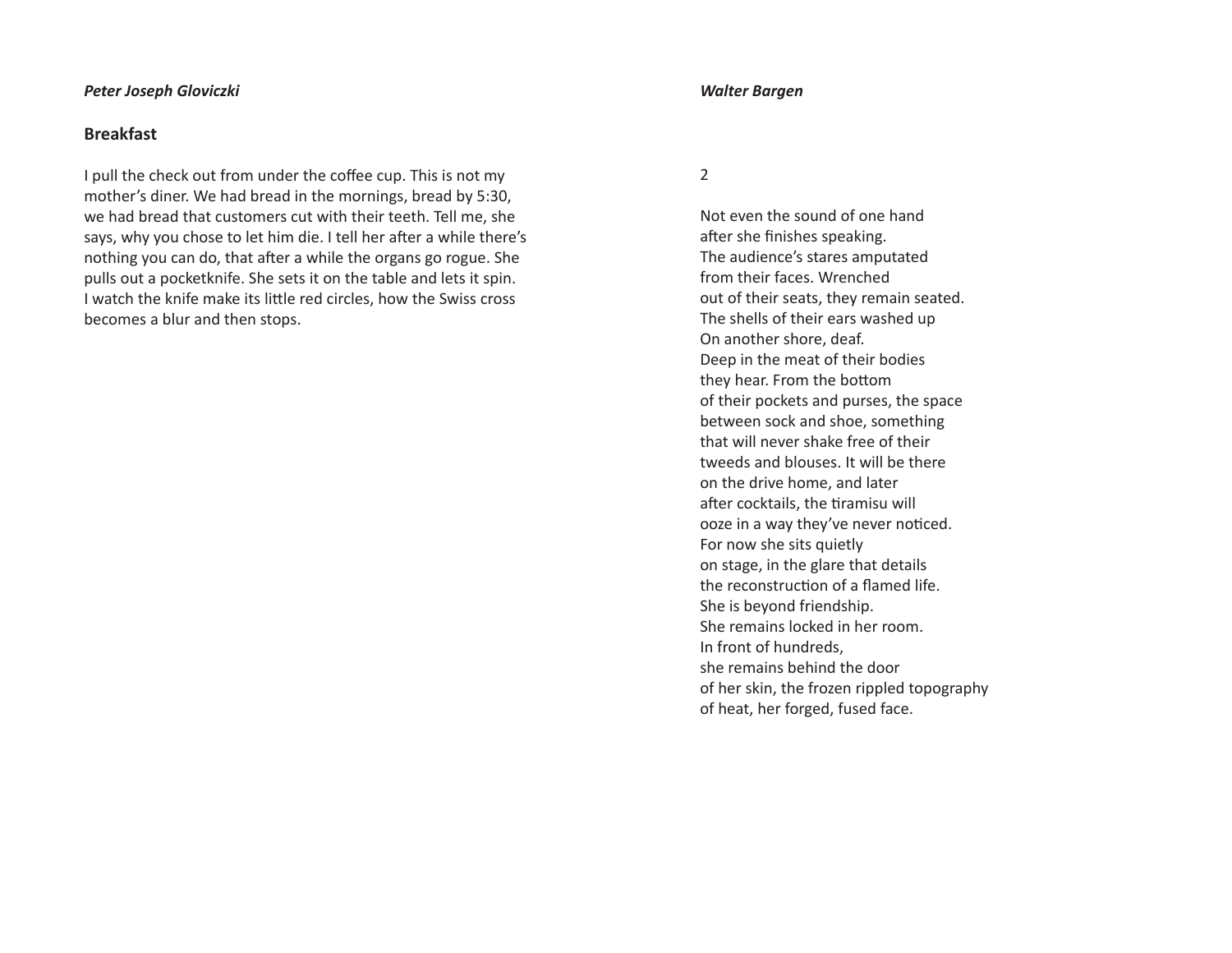*Peter Joseph Gloviczki*

## Breakfast

I pull the check out from under the coffee cup. This is not my mother's diner. We had bread in the mornings, bread by 5:30, we had bread that customers cut with their teeth. Tell me, she says, why you chose to let him die. I tell her after a while there's nothing you can do, that after a while the organs go rogue. She pulls out a pocketknife. She sets it on the table and lets it spin. I watch the knife make its little red circles, how the Swiss cross becomes a blur and then stops.

*Walter Bargen*

2

Not even the sound of one hand  
after she finishes speaking.  
The audience's stares amputated  
from their faces. Wrenched  
out of their seats, they remain seated.  
The shells of their ears washed up  
On another shore, deaf.  
Deep in the meat of their bodies  
they hear. From the bottom  
of their pockets and purses, the space  
between sock and shoe, something  
that will never shake free of their  
tweeds and blouses. It will be there  
on the drive home, and later  
after cocktails, the tiramisu will  
ooze in a way they've never noticed.  
For now she sits quietly  
on stage, in the glare that details  
the reconstruction of a flamed life.  
She is beyond friendship.  
She remains locked in her room.  
In front of hundreds,  
she remains behind the door  
of her skin, the frozen rippled topography  
of heat, her forged, fused face.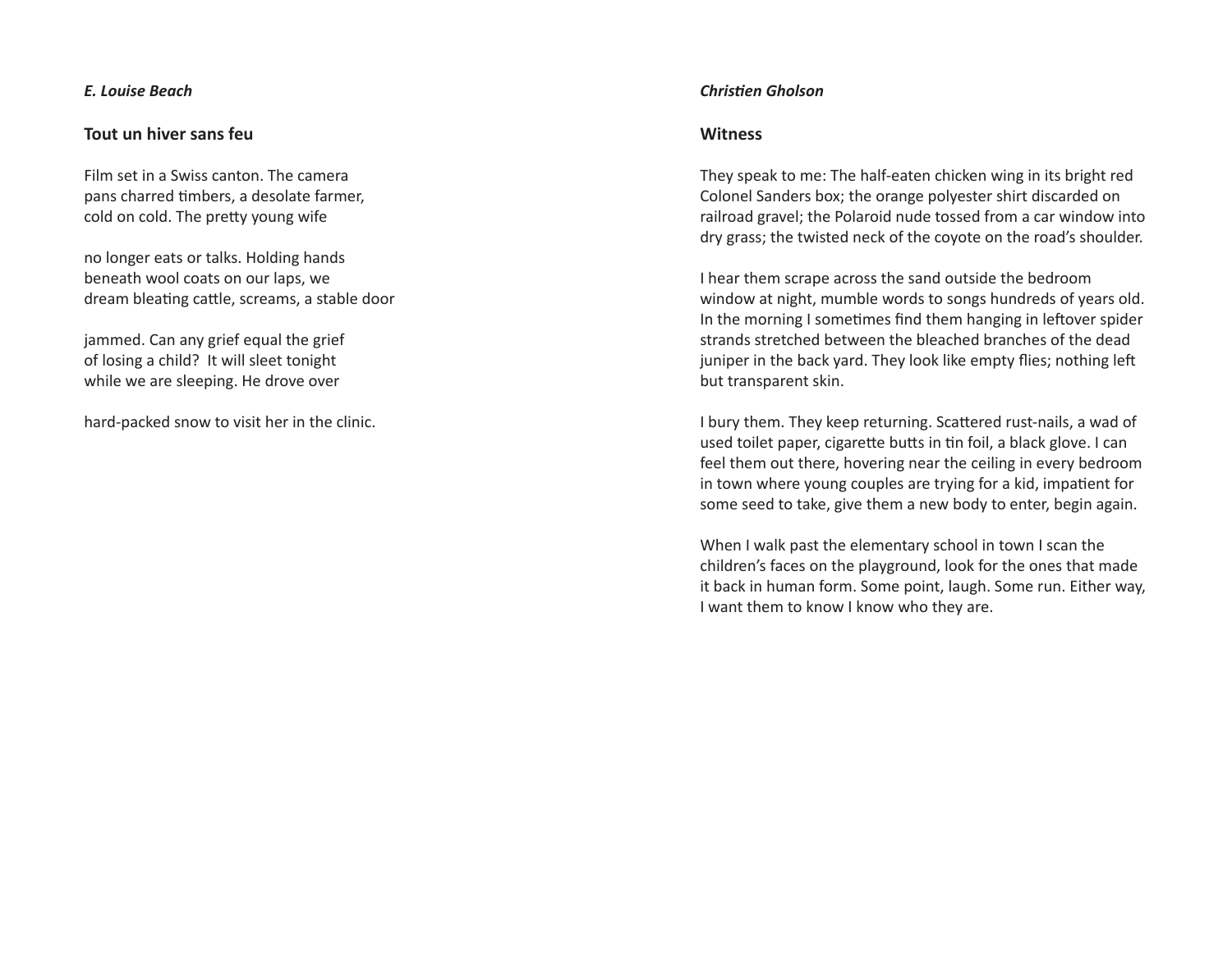*E. Louise Beach*

## Tout un hiver sans feu

Film set in a Swiss canton. The camera  
pans charred timbers, a desolate farmer,  
cold on cold. The pretty young wife

no longer eats or talks. Holding hands  
beneath wool coats on our laps, we  
dream bleating cattle, screams, a stable door

jammed. Can any grief equal the grief  
of losing a child?  It will sleet tonight  
while we are sleeping. He drove over

hard-packed snow to visit her in the clinic.

*Christien Gholson*

## Witness

They speak to me: The half-eaten chicken wing in its bright red Colonel Sanders box; the orange polyester shirt discarded on railroad gravel; the Polaroid nude tossed from a car window into dry grass; the twisted neck of the coyote on the road's shoulder.

I hear them scrape across the sand outside the bedroom window at night, mumble words to songs hundreds of years old. In the morning I sometimes find them hanging in leftover spider strands stretched between the bleached branches of the dead juniper in the back yard. They look like empty flies; nothing left but transparent skin.

I bury them. They keep returning. Scattered rust-nails, a wad of used toilet paper, cigarette butts in tin foil, a black glove. I can feel them out there, hovering near the ceiling in every bedroom in town where young couples are trying for a kid, impatient for some seed to take, give them a new body to enter, begin again.

When I walk past the elementary school in town I scan the children's faces on the playground, look for the ones that made it back in human form. Some point, laugh. Some run. Either way, I want them to know I know who they are.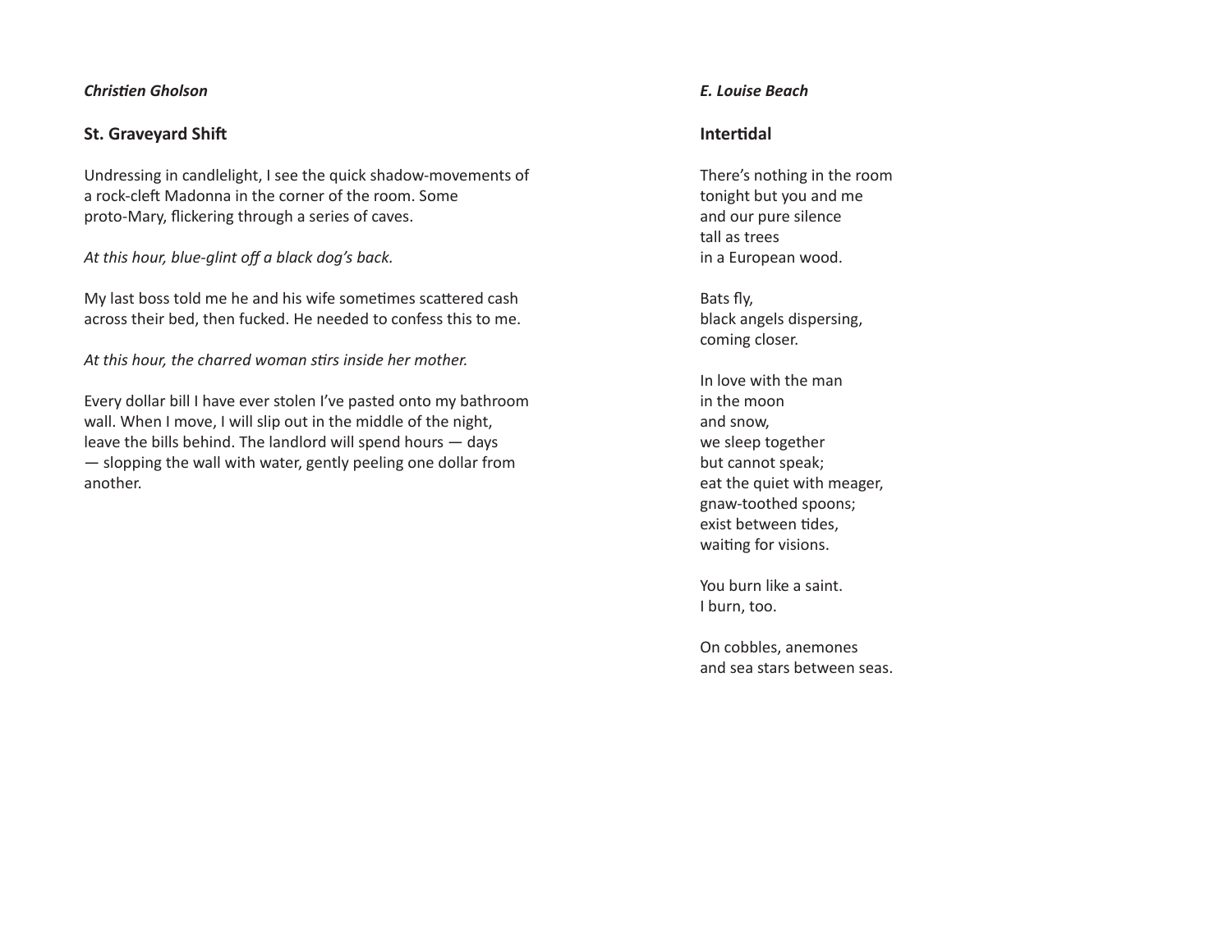*Christien Gholson*

## St. Graveyard Shift

Undressing in candlelight, I see the quick shadow-movements of a rock-cleft Madonna in the corner of the room. Some proto-Mary, flickering through a series of caves.

*At this hour, blue-glint off a black dog's back.*

My last boss told me he and his wife sometimes scattered cash across their bed, then fucked. He needed to confess this to me.

*At this hour, the charred woman stirs inside her mother.*

Every dollar bill I have ever stolen I've pasted onto my bathroom wall. When I move, I will slip out in the middle of the night, leave the bills behind. The landlord will spend hours — days — slopping the wall with water, gently peeling one dollar from another.

*E. Louise Beach*

## Intertidal

There's nothing in the room  
tonight but you and me  
and our pure silence  
tall as trees  
in a European wood.

Bats fly,  
black angels dispersing,  
coming closer.

In love with the man  
in the moon  
and snow,  
we sleep together  
but cannot speak;  
eat the quiet with meager,  
gnaw-toothed spoons;  
exist between tides,  
waiting for visions.

You burn like a saint.  
I burn, too.

On cobbles, anemones  
and sea stars between seas.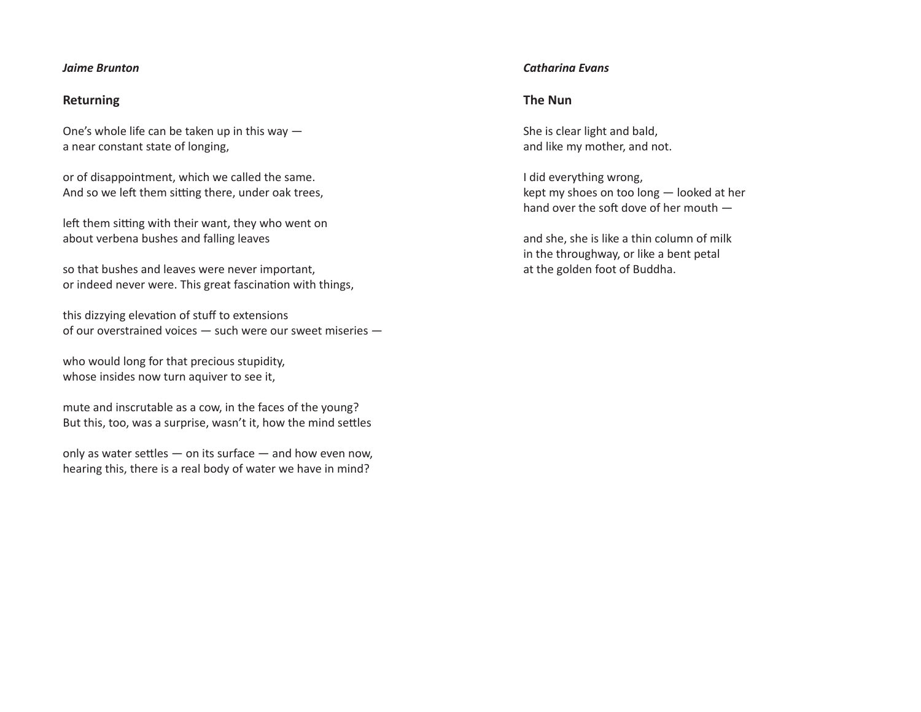*Jaime Brunton*

## Returning

One's whole life can be taken up in this way —
a near constant state of longing,

or of disappointment, which we called the same.
And so we left them sitting there, under oak trees,

left them sitting with their want, they who went on
about verbena bushes and falling leaves

so that bushes and leaves were never important,
or indeed never were. This great fascination with things,

this dizzying elevation of stuff to extensions
of our overstrained voices — such were our sweet miseries —

who would long for that precious stupidity,
whose insides now turn aquiver to see it,

mute and inscrutable as a cow, in the faces of the young?
But this, too, was a surprise, wasn't it, how the mind settles

only as water settles — on its surface — and how even now,
hearing this, there is a real body of water we have in mind?

*Catharina Evans*

## The Nun

She is clear light and bald,
and like my mother, and not.

I did everything wrong,
kept my shoes on too long — looked at her
hand over the soft dove of her mouth —

and she, she is like a thin column of milk
in the throughway, or like a bent petal
at the golden foot of Buddha.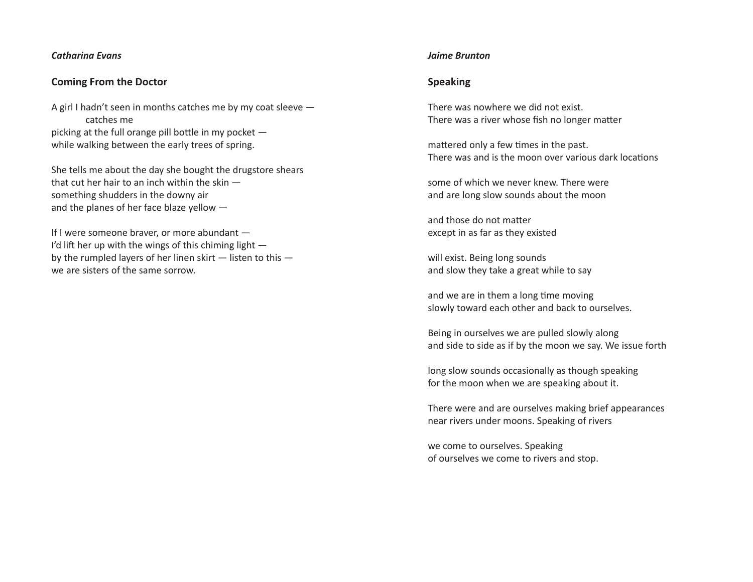*Catharina Evans*

## Coming From the Doctor

A girl I hadn't seen in months catches me by my coat sleeve —
&nbsp;&nbsp;&nbsp;&nbsp;&nbsp;&nbsp;&nbsp;&nbsp;catches me
picking at the full orange pill bottle in my pocket —
while walking between the early trees of spring.

She tells me about the day she bought the drugstore shears
that cut her hair to an inch within the skin —
something shudders in the downy air
and the planes of her face blaze yellow —

If I were someone braver, or more abundant —
I'd lift her up with the wings of this chiming light —
by the rumpled layers of her linen skirt — listen to this —
we are sisters of the same sorrow.

*Jaime Brunton*

## Speaking

There was nowhere we did not exist.
There was a river whose fish no longer matter

mattered only a few times in the past.
There was and is the moon over various dark locations

some of which we never knew. There were
and are long slow sounds about the moon

and those do not matter
except in as far as they existed

will exist. Being long sounds
and slow they take a great while to say

and we are in them a long time moving
slowly toward each other and back to ourselves.

Being in ourselves we are pulled slowly along
and side to side as if by the moon we say. We issue forth

long slow sounds occasionally as though speaking
for the moon when we are speaking about it.

There were and are ourselves making brief appearances
near rivers under moons. Speaking of rivers

we come to ourselves. Speaking
of ourselves we come to rivers and stop.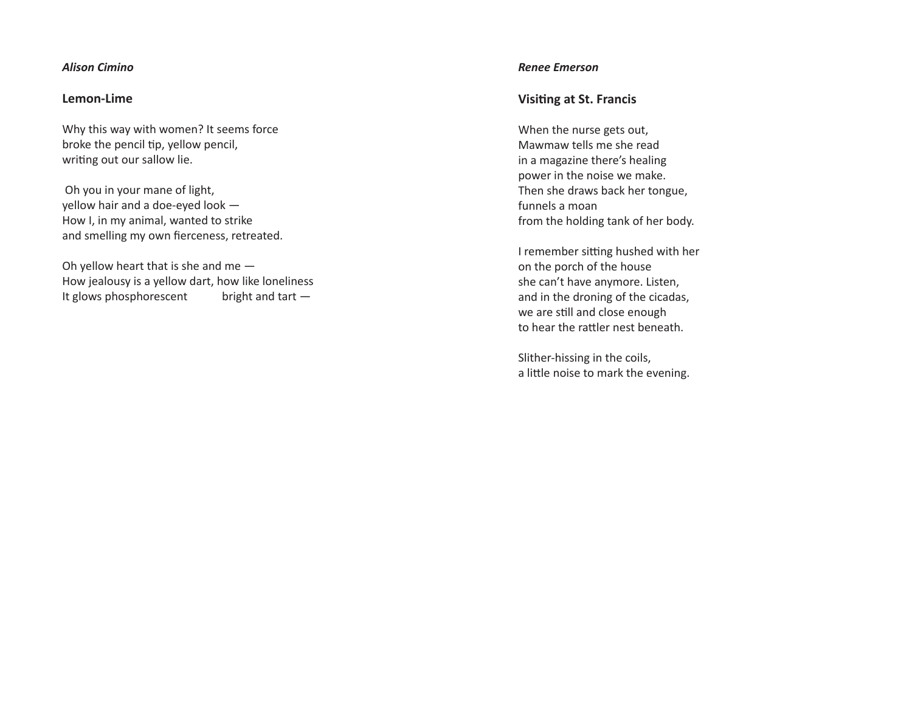*Alison Cimino*

## Lemon-Lime

Why this way with women? It seems force  
broke the pencil tip, yellow pencil,  
writing out our sallow lie.

Oh you in your mane of light,  
yellow hair and a doe-eyed look —  
How I, in my animal, wanted to strike  
and smelling my own fierceness, retreated.

Oh yellow heart that is she and me —  
How jealousy is a yellow dart, how like loneliness  
It glows phosphorescent          bright and tart —

*Renee Emerson*

## Visiting at St. Francis

When the nurse gets out,  
Mawmaw tells me she read  
in a magazine there's healing  
power in the noise we make.  
Then she draws back her tongue,  
funnels a moan  
from the holding tank of her body.

I remember sitting hushed with her  
on the porch of the house  
she can't have anymore. Listen,  
and in the droning of the cicadas,  
we are still and close enough  
to hear the rattler nest beneath.

Slither-hissing in the coils,  
a little noise to mark the evening.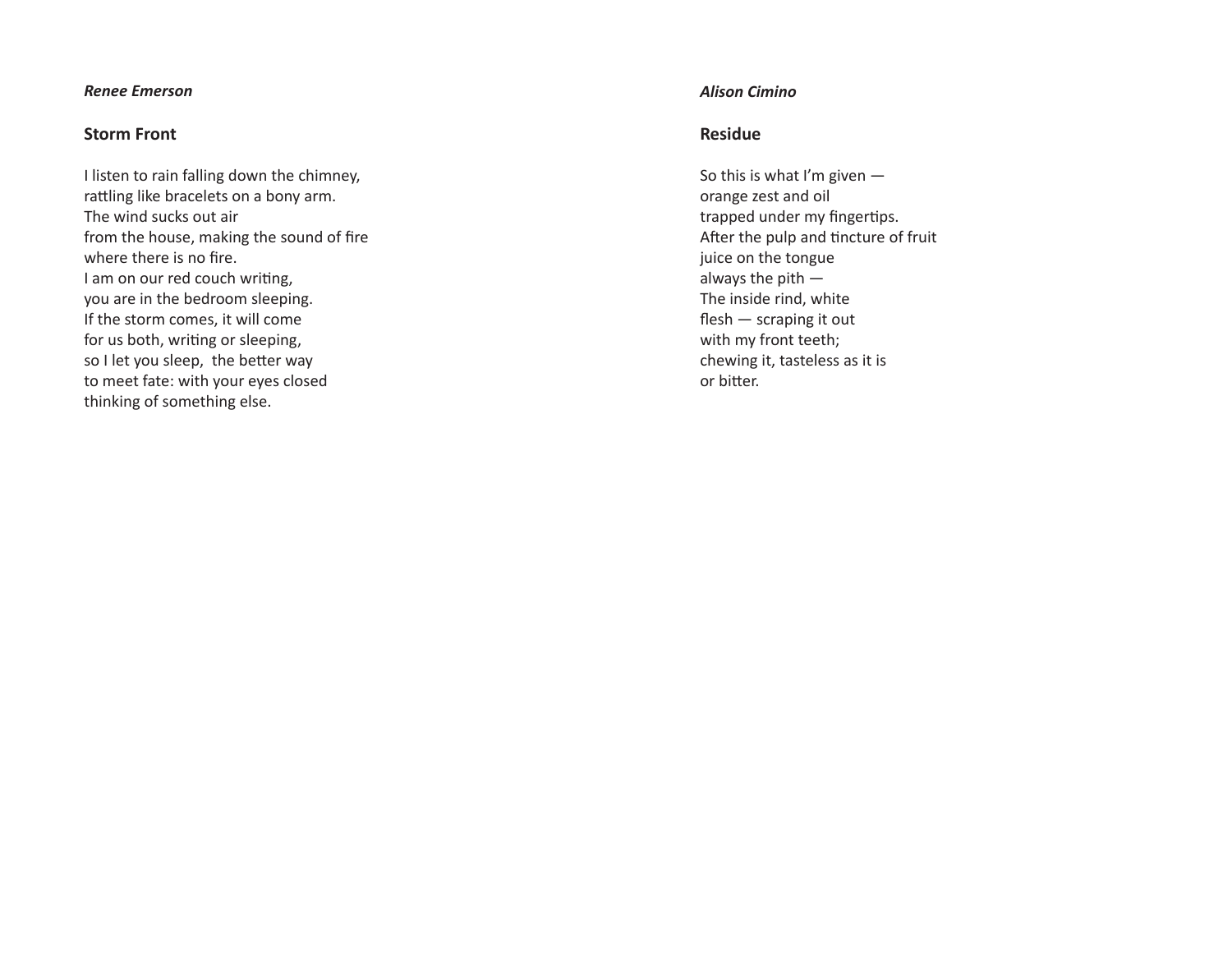***Renee Emerson***

## Storm Front

I listen to rain falling down the chimney,
rattling like bracelets on a bony arm.
The wind sucks out air
from the house, making the sound of fire
where there is no fire.
I am on our red couch writing,
you are in the bedroom sleeping.
If the storm comes, it will come
for us both, writing or sleeping,
so I let you sleep,  the better way
to meet fate: with your eyes closed
thinking of something else.

***Alison Cimino***

## Residue

So this is what I'm given —
orange zest and oil
trapped under my fingertips.
After the pulp and tincture of fruit
juice on the tongue
always the pith —
The inside rind, white
flesh — scraping it out
with my front teeth;
chewing it, tasteless as it is
or bitter.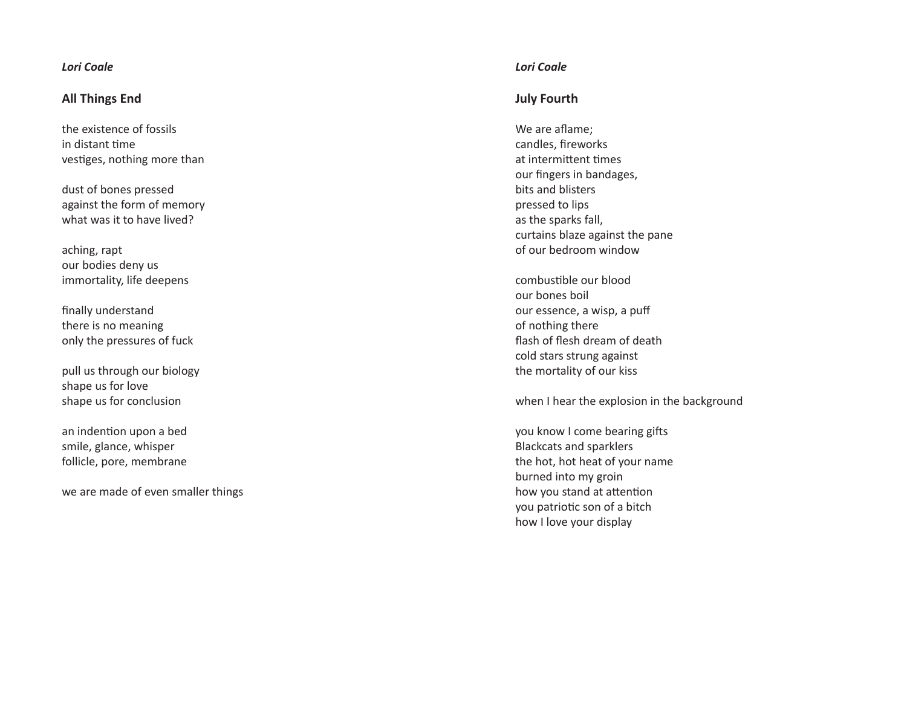*Lori Coale*

## All Things End

the existence of fossils
in distant time
vestiges, nothing more than

dust of bones pressed
against the form of memory
what was it to have lived?

aching, rapt
our bodies deny us
immortality, life deepens

finally understand
there is no meaning
only the pressures of fuck

pull us through our biology
shape us for love
shape us for conclusion

an indention upon a bed
smile, glance, whisper
follicle, pore, membrane

we are made of even smaller things

*Lori Coale*

## July Fourth

We are aflame;
candles, fireworks
at intermittent times
our fingers in bandages,
bits and blisters
pressed to lips
as the sparks fall,
curtains blaze against the pane
of our bedroom window

combustible our blood
our bones boil
our essence, a wisp, a puff
of nothing there
flash of flesh dream of death
cold stars strung against
the mortality of our kiss

when I hear the explosion in the background

you know I come bearing gifts
Blackcats and sparklers
the hot, hot heat of your name
burned into my groin
how you stand at attention
you patriotic son of a bitch
how I love your display